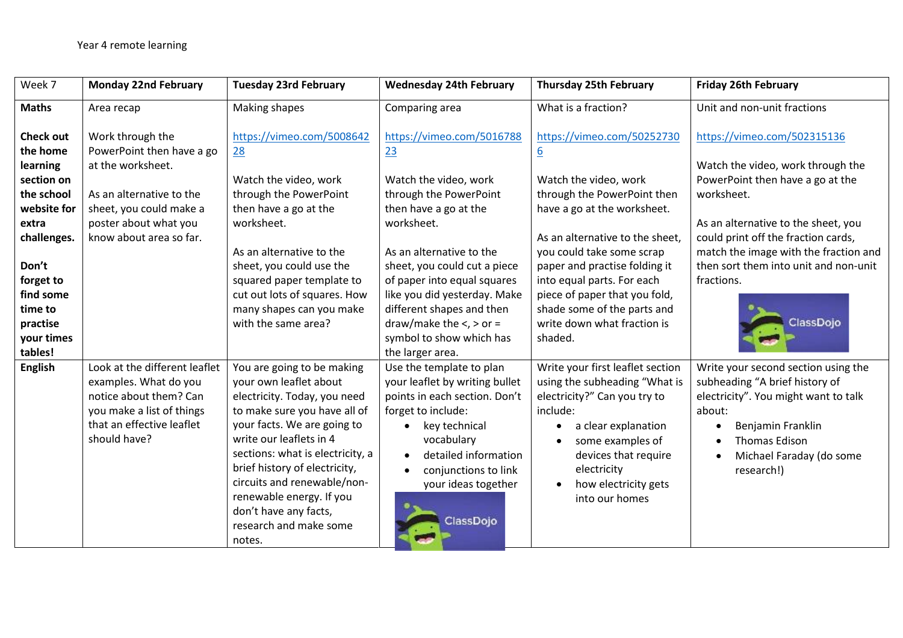Year 4 remote learning

| Week 7 | **Monday 22nd February** | **Tuesday 23rd February** | **Wednesday 24th February** | **Thursday 25th February** | **Friday 26th February** |
|---|---|---|---|---|---|
| **Maths**<br><br>**Check out the home learning section on the school website for extra challenges.**<br><br>**Don't forget to find some time to practise your times tables!** | Area recap<br><br>Work through the PowerPoint then have a go at the worksheet.<br><br>As an alternative to the sheet, you could make a poster about what you know about area so far. | Making shapes<br><br>https://vimeo.com/500864228<br><br>Watch the video, work through the PowerPoint then have a go at the worksheet.<br><br>As an alternative to the sheet, you could use the squared paper template to cut out lots of squares. How many shapes can you make with the same area? | Comparing area<br><br>https://vimeo.com/501678823<br><br>Watch the video, work through the PowerPoint then have a go at the worksheet.<br><br>As an alternative to the sheet, you could cut a piece of paper into equal squares like you did yesterday. Make different shapes and then draw/make the <, > or = symbol to show which has the larger area. | What is a fraction?<br><br>https://vimeo.com/502527306<br><br>Watch the video, work through the PowerPoint then have a go at the worksheet.<br><br>As an alternative to the sheet, you could take some scrap paper and practise folding it into equal parts. For each piece of paper that you fold, shade some of the parts and write down what fraction is shaded. | Unit and non-unit fractions<br><br>https://vimeo.com/502315136<br><br>Watch the video, work through the PowerPoint then have a go at the worksheet.<br><br>As an alternative to the sheet, you could print off the fraction cards, match the image with the fraction and then sort them into unit and non-unit fractions.<br><br>ClassDojo |
| **English** | Look at the different leaflet examples. What do you notice about them? Can you make a list of things that an effective leaflet should have? | You are going to be making your own leaflet about electricity. Today, you need to make sure you have all of your facts. We are going to write our leaflets in 4 sections: what is electricity, a brief history of electricity, circuits and renewable/non-renewable energy. If you don't have any facts, research and make some notes. | Use the template to plan your leaflet by writing bullet points in each section. Don't forget to include:<br>• key technical vocabulary<br>• detailed information<br>• conjunctions to link your ideas together<br><br>ClassDojo | Write your first leaflet section using the subheading "What is electricity?" Can you try to include:<br>• a clear explanation<br>• some examples of devices that require electricity<br>• how electricity gets into our homes | Write your second section using the subheading "A brief history of electricity". You might want to talk about:<br>• Benjamin Franklin<br>• Thomas Edison<br>• Michael Faraday (do some research!) |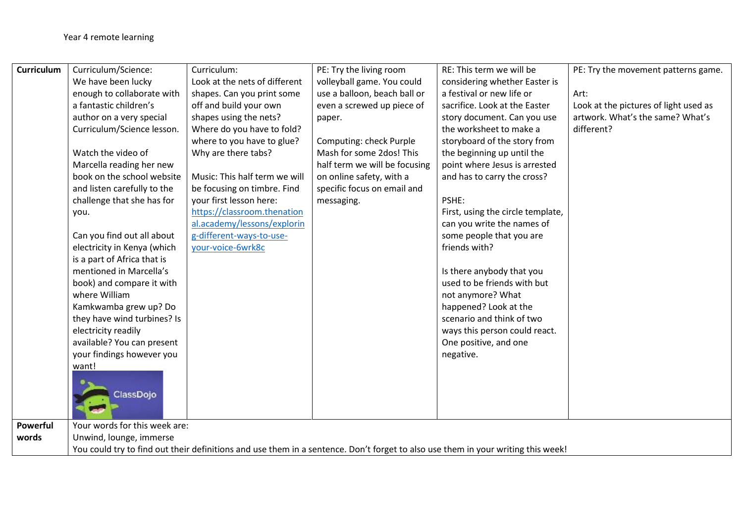Year 4 remote learning

| **Curriculum** | Curriculum/Science:<br>We have been lucky enough to collaborate with a fantastic children's author on a very special Curriculum/Science lesson.<br><br>Watch the video of Marcella reading her new book on the school website and listen carefully to the challenge that she has for you.<br><br>Can you find out all about electricity in Kenya (which is a part of Africa that is mentioned in Marcella's book) and compare it with where William Kamkwamba grew up? Do they have wind turbines? Is electricity readily available? You can present your findings however you want!<br>ClassDojo | Curriculum:<br>Look at the nets of different shapes. Can you print some off and build your own shapes using the nets? Where do you have to fold? where to you have to glue? Why are there tabs?<br><br>Music: This half term we will be focusing on timbre. Find your first lesson here:<br>https://classroom.thenational.academy/lessons/exploring-different-ways-to-use-your-voice-6wrk8c | PE: Try the living room volleyball game. You could use a balloon, beach ball or even a screwed up piece of paper.<br><br>Computing: check Purple Mash for some 2dos! This half term we will be focusing on online safety, with a specific focus on email and messaging. | RE: This term we will be considering whether Easter is a festival or new life or sacrifice. Look at the Easter story document. Can you use the worksheet to make a storyboard of the story from the beginning up until the point where Jesus is arrested and has to carry the cross?<br><br>PSHE:<br>First, using the circle template, can you write the names of some people that you are friends with?<br><br>Is there anybody that you used to be friends with but not anymore? What happened? Look at the scenario and think of two ways this person could react. One positive, and one negative. | PE: Try the movement patterns game.<br><br>Art:<br>Look at the pictures of light used as artwork. What's the same? What's different? |
|---|---|---|---|---|---|
| **Powerful words** | Your words for this week are:<br>Unwind, lounge, immerse<br>You could try to find out their definitions and use them in a sentence. Don't forget to also use them in your writing this week! | | | | |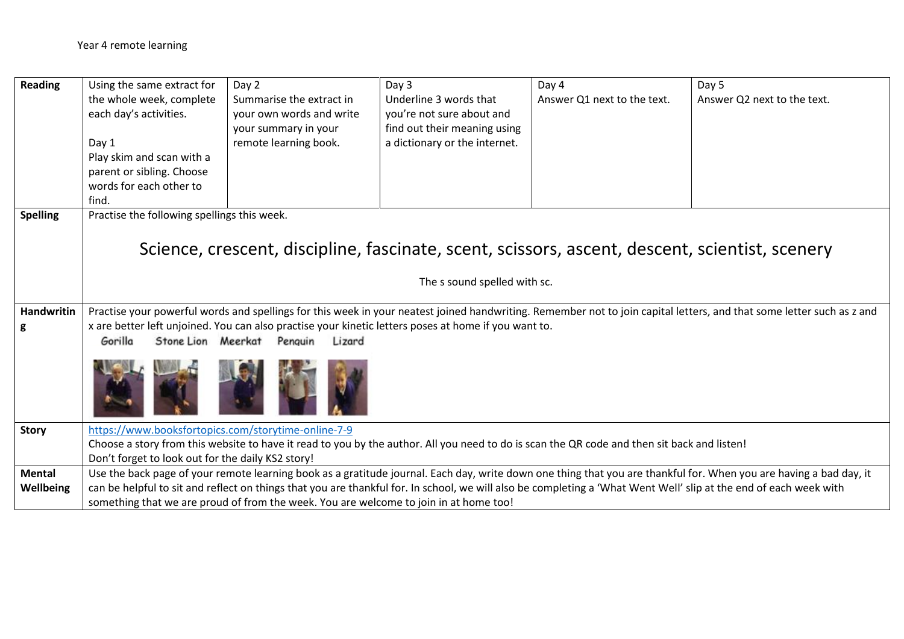Year 4 remote learning

| | | | | | |
|---|---|---|---|---|---|
| **Reading** | Using the same extract for the whole week, complete each day's activities.<br><br>Day 1<br>Play skim and scan with a parent or sibling. Choose words for each other to find. | Day 2<br>Summarise the extract in your own words and write your summary in your remote learning book. | Day 3<br>Underline 3 words that you're not sure about and find out their meaning using a dictionary or the internet. | Day 4<br>Answer Q1 next to the text. | Day 5<br>Answer Q2 next to the text. |
| **Spelling** | Practise the following spellings this week.<br><br>Science, crescent, discipline, fascinate, scent, scissors, ascent, descent, scientist, scenery<br><br>The s sound spelled with sc. | | | | |
| **Handwriting** | Practise your powerful words and spellings for this week in your neatest joined handwriting. Remember not to join capital letters, and that some letter such as z and x are better left unjoined. You can also practise your kinetic letters poses at home if you want to.<br>Gorilla Stone Lion Meerkat Penguin Lizard | | | | |
| **Story** | https://www.booksfortopics.com/storytime-online-7-9<br>Choose a story from this website to have it read to you by the author. All you need to do is scan the QR code and then sit back and listen!<br>Don't forget to look out for the daily KS2 story! | | | | |
| **Mental Wellbeing** | Use the back page of your remote learning book as a gratitude journal. Each day, write down one thing that you are thankful for. When you are having a bad day, it can be helpful to sit and reflect on things that you are thankful for. In school, we will also be completing a 'What Went Well' slip at the end of each week with something that we are proud of from the week. You are welcome to join in at home too! | | | | |